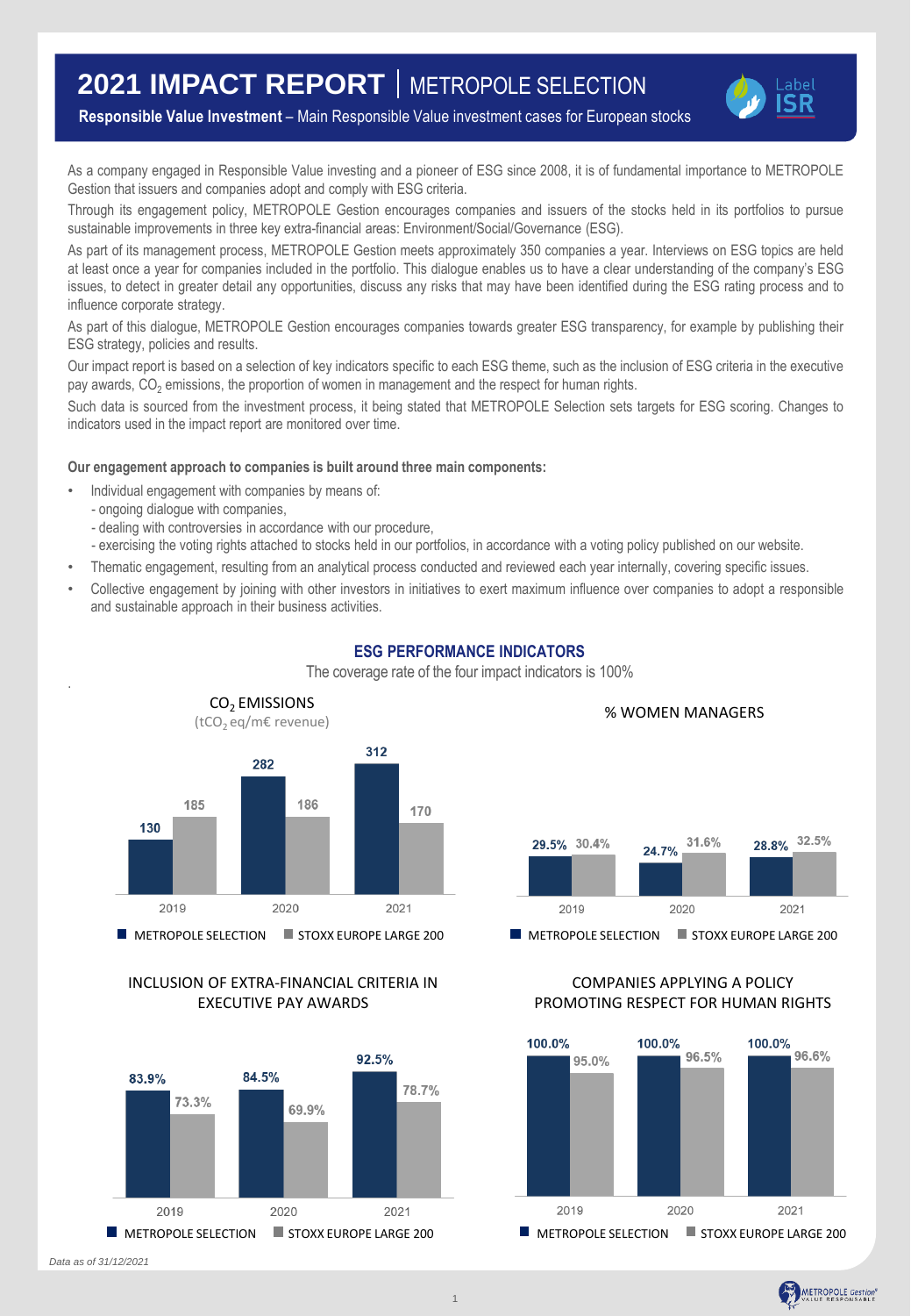# 2021 IMPACT REPORT | METROPOLE SELECTION

**Responsible Value Investment** – Main Responsible Value investment cases for European stocks

Label ISR

As a company engaged in Responsible Value investing and a pioneer of ESG since 2008, it is of fundamental importance to METROPOLE Gestion that issuers and companies adopt and comply with ESG criteria.

Through its engagement policy, METROPOLE Gestion encourages companies and issuers of the stocks held in its portfolios to pursue sustainable improvements in three key extra-financial areas: Environment/Social/Governance (ESG).

As part of its management process, METROPOLE Gestion meets approximately 350 companies a year. Interviews on ESG topics are held at least once a year for companies included in the portfolio. This dialogue enables us to have a clear understanding of the company's ESG issues, to detect in greater detail any opportunities, discuss any risks that may have been identified during the ESG rating process and to influence corporate strategy.

As part of this dialogue, METROPOLE Gestion encourages companies towards greater ESG transparency, for example by publishing their ESG strategy, policies and results.

Our impact report is based on a selection of key indicators specific to each ESG theme, such as the inclusion of ESG criteria in the executive pay awards, $CO_2$ emissions, the proportion of women in management and the respect for human rights.

Such data is sourced from the investment process, it being stated that METROPOLE Selection sets targets for ESG scoring. Changes to indicators used in the impact report are monitored over time.

**Our engagement approach to companies is built around three main components:**

- Individual engagement with companies by means of:
  - ongoing dialogue with companies,
  - dealing with controversies in accordance with our procedure,
  - exercising the voting rights attached to stocks held in our portfolios, in accordance with a voting policy published on our website.
- Thematic engagement, resulting from an analytical process conducted and reviewed each year internally, covering specific issues.
- Collective engagement by joining with other investors in initiatives to exert maximum influence over companies to adopt a responsible and sustainable approach in their business activities.

## ESG PERFORMANCE INDICATORS

The coverage rate of the four impact indicators is 100%

$CO_2$ EMISSIONS
($tCO_2$ eq/m€ revenue)

130 185
282 186
312 170
2019 2020 2021
METROPOLE SELECTION STOXX EUROPE LARGE 200

% WOMEN MANAGERS

29.5% 30.4%
24.7% 31.6%
28.8% 32.5%
2019 2020 2021
METROPOLE SELECTION STOXX EUROPE LARGE 200

INCLUSION OF EXTRA-FINANCIAL CRITERIA IN EXECUTIVE PAY AWARDS

83.9% 73.3%
84.5% 69.9%
92.5% 78.7%
2019 2020 2021
METROPOLE SELECTION STOXX EUROPE LARGE 200

COMPANIES APPLYING A POLICY PROMOTING RESPECT FOR HUMAN RIGHTS

100.0% 95.0%
100.0% 96.5%
100.0% 96.6%
2019 2020 2021
METROPOLE SELECTION STOXX EUROPE LARGE 200

*Data as of 31/12/2021*

METROPOLE Gestion VALUE RESPONSABLE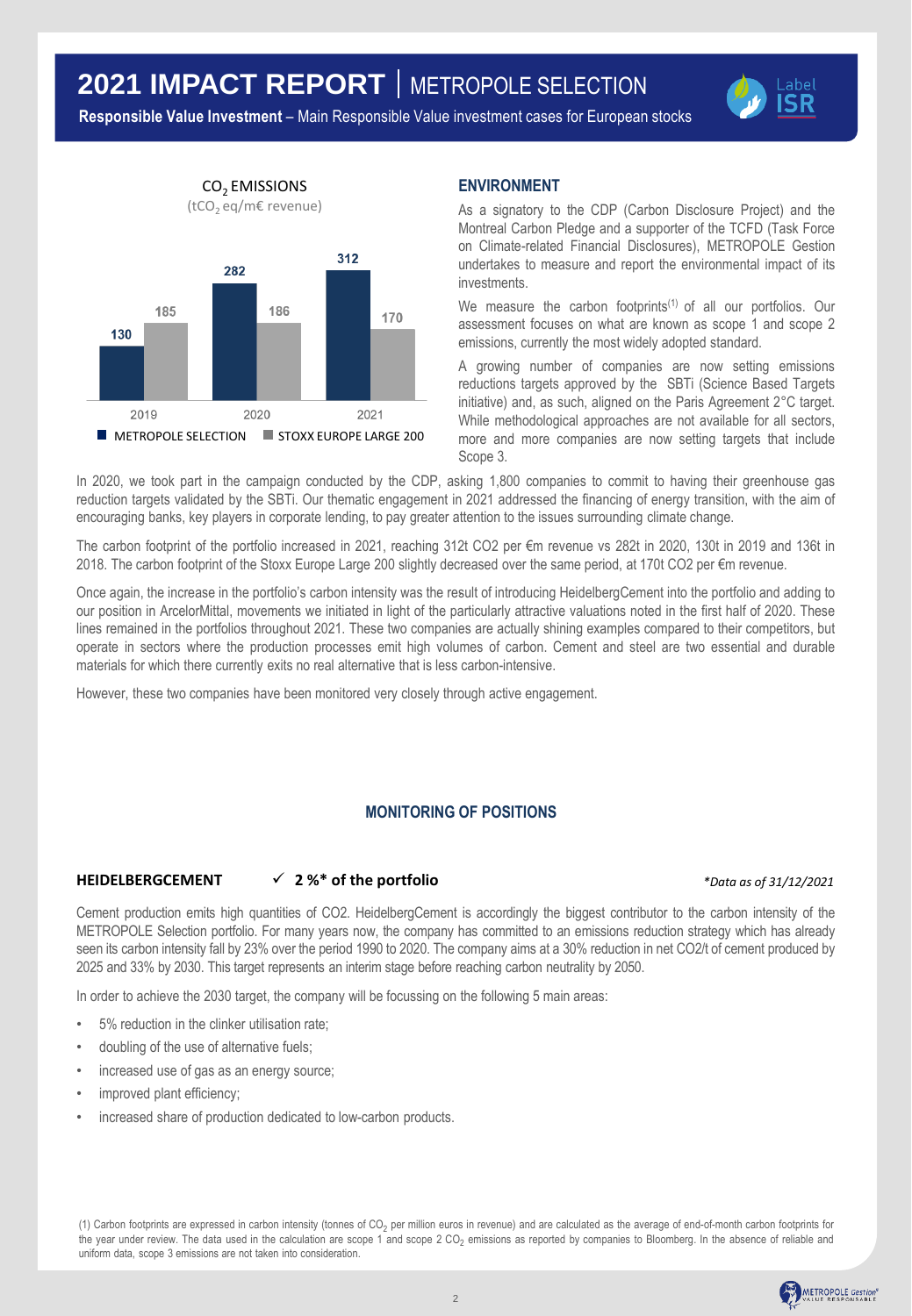# 2021 IMPACT REPORT | METROPOLE SELECTION

**Responsible Value Investment** – Main Responsible Value investment cases for European stocks

Label ISR

$CO_2$ EMISSIONS
($tCO_2$ eq/m€ revenue)

130
185
282
186
312
170
2019
2020
2021
METROPOLE SELECTION
STOXX EUROPE LARGE 200

## ENVIRONMENT

As a signatory to the CDP (Carbon Disclosure Project) and the Montreal Carbon Pledge and a supporter of the TCFD (Task Force on Climate-related Financial Disclosures), METROPOLE Gestion undertakes to measure and report the environmental impact of its investments.

We measure the carbon footprints[1] of all our portfolios. Our assessment focuses on what are known as scope 1 and scope 2 emissions, currently the most widely adopted standard.

A growing number of companies are now setting emissions reductions targets approved by the SBTi (Science Based Targets initiative) and, as such, aligned on the Paris Agreement 2°C target. While methodological approaches are not available for all sectors, more and more companies are now setting targets that include Scope 3.

In 2020, we took part in the campaign conducted by the CDP, asking 1,800 companies to commit to having their greenhouse gas reduction targets validated by the SBTi. Our thematic engagement in 2021 addressed the financing of energy transition, with the aim of encouraging banks, key players in corporate lending, to pay greater attention to the issues surrounding climate change.

The carbon footprint of the portfolio increased in 2021, reaching 312t CO2 per €m revenue vs 282t in 2020, 130t in 2019 and 136t in 2018. The carbon footprint of the Stoxx Europe Large 200 slightly decreased over the same period, at 170t CO2 per €m revenue.

Once again, the increase in the portfolio's carbon intensity was the result of introducing HeidelbergCement into the portfolio and adding to our position in ArcelorMittal, movements we initiated in light of the particularly attractive valuations noted in the first half of 2020. These lines remained in the portfolios throughout 2021. These two companies are actually shining examples compared to their competitors, but operate in sectors where the production processes emit high volumes of carbon. Cement and steel are two essential and durable materials for which there currently exits no real alternative that is less carbon-intensive.

However, these two companies have been monitored very closely through active engagement.

## MONITORING OF POSITIONS

**HEIDELBERGCEMENT** ✓ **2 %\* of the portfolio** *\*Data as of 31/12/2021*

Cement production emits high quantities of CO2. HeidelbergCement is accordingly the biggest contributor to the carbon intensity of the METROPOLE Selection portfolio. For many years now, the company has committed to an emissions reduction strategy which has already seen its carbon intensity fall by 23% over the period 1990 to 2020. The company aims at a 30% reduction in net CO2/t of cement produced by 2025 and 33% by 2030. This target represents an interim stage before reaching carbon neutrality by 2050.

In order to achieve the 2030 target, the company will be focussing on the following 5 main areas:

- 5% reduction in the clinker utilisation rate;
- doubling of the use of alternative fuels;
- increased use of gas as an energy source;
- improved plant efficiency;
- increased share of production dedicated to low-carbon products.

(1) Carbon footprints are expressed in carbon intensity (tonnes of $CO_2$ per million euros in revenue) and are calculated as the average of end-of-month carbon footprints for the year under review. The data used in the calculation are scope 1 and scope 2 $CO_2$ emissions as reported by companies to Bloomberg. In the absence of reliable and uniform data, scope 3 emissions are not taken into consideration.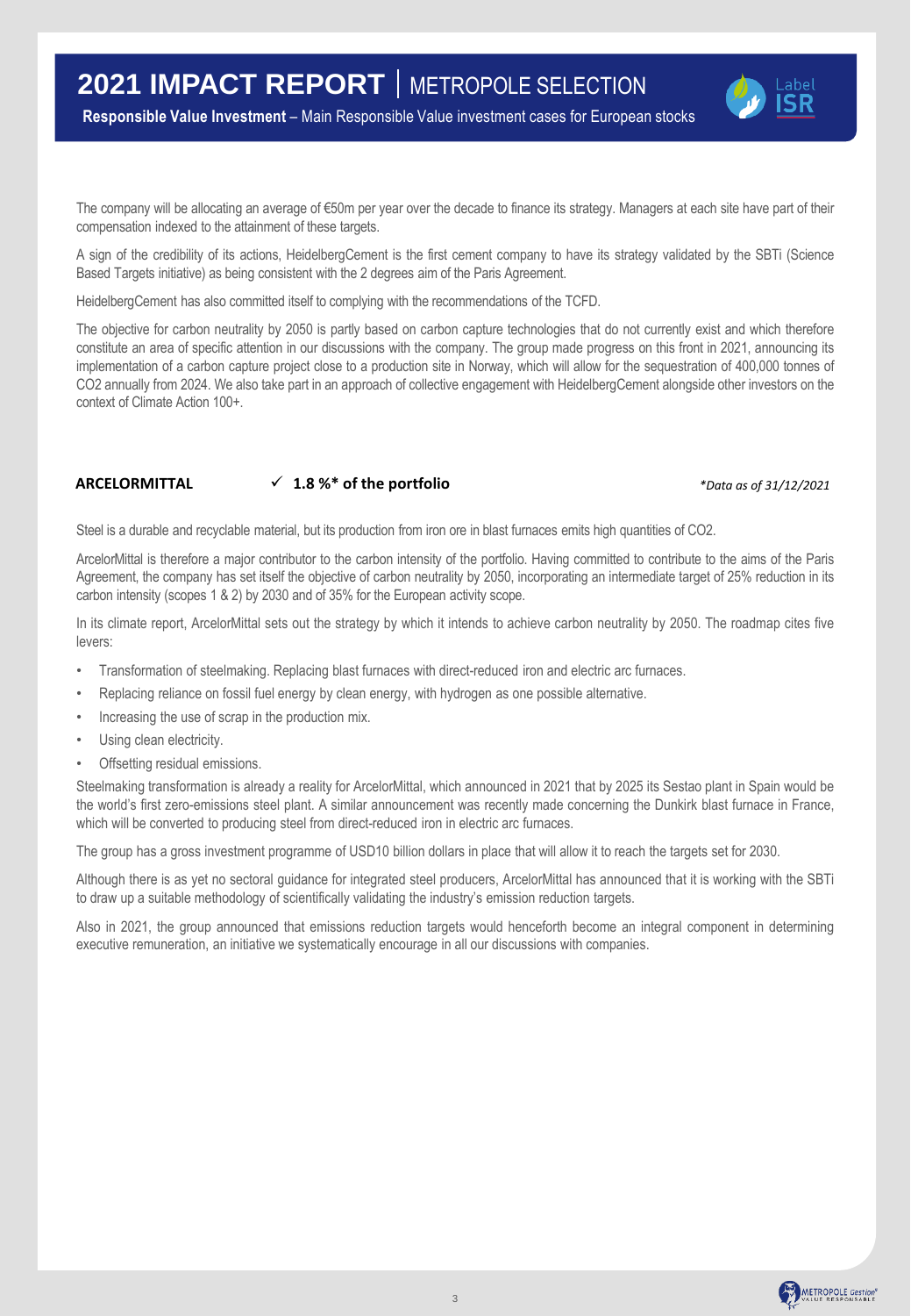The company will be allocating an average of €50m per year over the decade to finance its strategy. Managers at each site have part of their compensation indexed to the attainment of these targets.

A sign of the credibility of its actions, HeidelbergCement is the first cement company to have its strategy validated by the SBTi (Science Based Targets initiative) as being consistent with the 2 degrees aim of the Paris Agreement.

HeidelbergCement has also committed itself to complying with the recommendations of the TCFD.

The objective for carbon neutrality by 2050 is partly based on carbon capture technologies that do not currently exist and which therefore constitute an area of specific attention in our discussions with the company. The group made progress on this front in 2021, announcing its implementation of a carbon capture project close to a production site in Norway, which will allow for the sequestration of 400,000 tonnes of $CO_2$ annually from 2024. We also take part in an approach of collective engagement with HeidelbergCement alongside other investors on the context of Climate Action 100+.

**ARCELORMITTAL** ✓ **1.8 %\* of the portfolio** *\*Data as of 31/12/2021*

Steel is a durable and recyclable material, but its production from iron ore in blast furnaces emits high quantities of $CO_2$.

ArcelorMittal is therefore a major contributor to the carbon intensity of the portfolio. Having committed to contribute to the aims of the Paris Agreement, the company has set itself the objective of carbon neutrality by 2050, incorporating an intermediate target of 25% reduction in its carbon intensity (scopes 1 & 2) by 2030 and of 35% for the European activity scope.

In its climate report, ArcelorMittal sets out the strategy by which it intends to achieve carbon neutrality by 2050. The roadmap cites five levers:

- Transformation of steelmaking. Replacing blast furnaces with direct-reduced iron and electric arc furnaces.
- Replacing reliance on fossil fuel energy by clean energy, with hydrogen as one possible alternative.
- Increasing the use of scrap in the production mix.
- Using clean electricity.
- Offsetting residual emissions.

Steelmaking transformation is already a reality for ArcelorMittal, which announced in 2021 that by 2025 its Sestao plant in Spain would be the world's first zero-emissions steel plant. A similar announcement was recently made concerning the Dunkirk blast furnace in France, which will be converted to producing steel from direct-reduced iron in electric arc furnaces.

The group has a gross investment programme of USD10 billion dollars in place that will allow it to reach the targets set for 2030.

Although there is as yet no sectoral guidance for integrated steel producers, ArcelorMittal has announced that it is working with the SBTi to draw up a suitable methodology of scientifically validating the industry's emission reduction targets.

Also in 2021, the group announced that emissions reduction targets would henceforth become an integral component in determining executive remuneration, an initiative we systematically encourage in all our discussions with companies.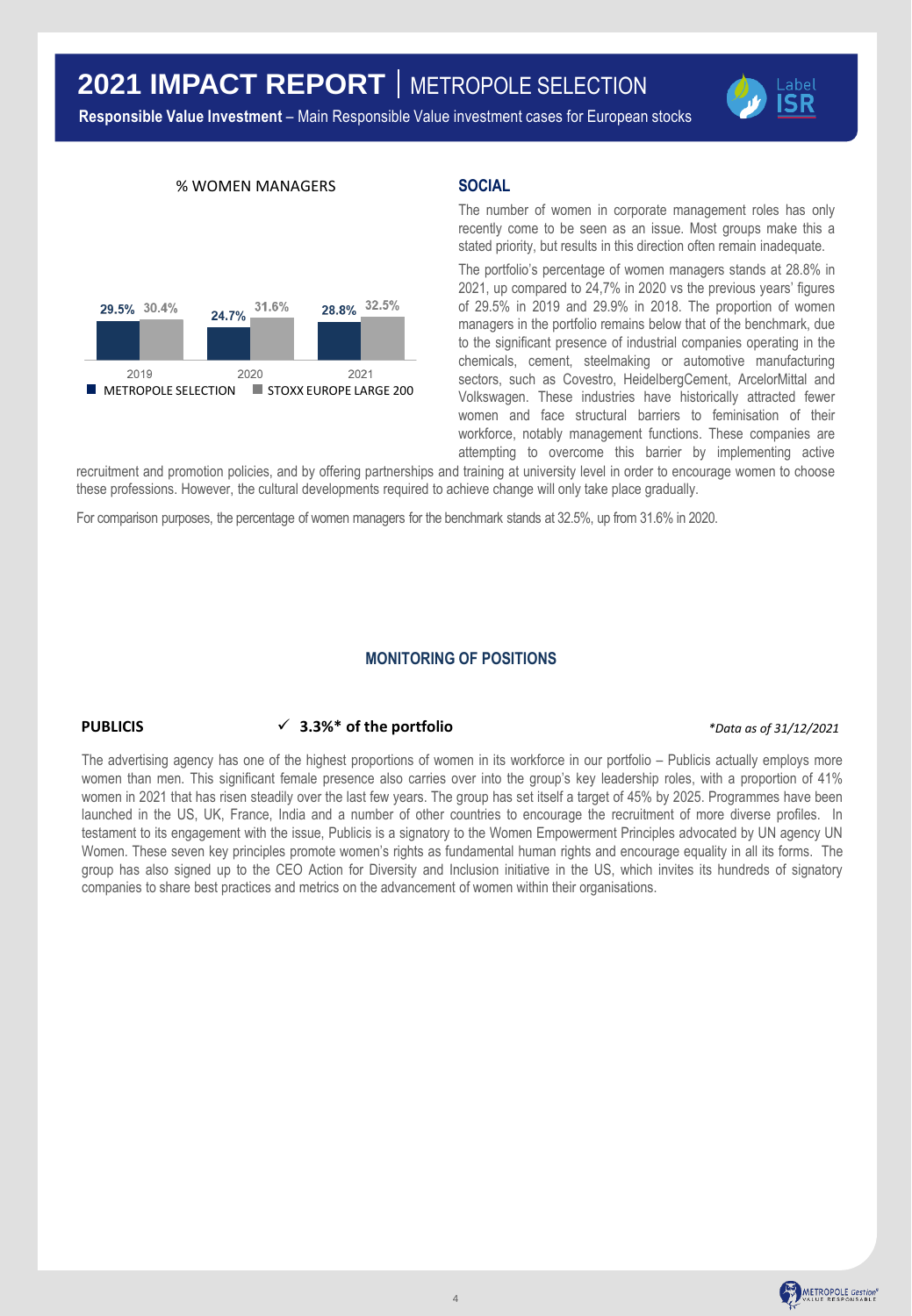# 2021 IMPACT REPORT | METROPOLE SELECTION

**Responsible Value Investment** – Main Responsible Value investment cases for European stocks

% WOMEN MANAGERS

29.5% 30.4%
24.7% 31.6%
28.8% 32.5%
2019
2020
2021
METROPOLE SELECTION
STOXX EUROPE LARGE 200

## SOCIAL

The number of women in corporate management roles has only recently come to be seen as an issue. Most groups make this a stated priority, but results in this direction often remain inadequate.

The portfolio's percentage of women managers stands at 28.8% in 2021, up compared to 24,7% in 2020 vs the previous years' figures of 29.5% in 2019 and 29.9% in 2018. The proportion of women managers in the portfolio remains below that of the benchmark, due to the significant presence of industrial companies operating in the chemicals, cement, steelmaking or automotive manufacturing sectors, such as Covestro, HeidelbergCement, ArcelorMittal and Volkswagen. These industries have historically attracted fewer women and face structural barriers to feminisation of their workforce, notably management functions. These companies are attempting to overcome this barrier by implementing active recruitment and promotion policies, and by offering partnerships and training at university level in order to encourage women to choose these professions. However, the cultural developments required to achieve change will only take place gradually.

For comparison purposes, the percentage of women managers for the benchmark stands at 32.5%, up from 31.6% in 2020.

## MONITORING OF POSITIONS

**PUBLICIS** ✓ **3.3%\* of the portfolio** *\*Data as of 31/12/2021*

The advertising agency has one of the highest proportions of women in its workforce in our portfolio – Publicis actually employs more women than men. This significant female presence also carries over into the group's key leadership roles, with a proportion of 41% women in 2021 that has risen steadily over the last few years. The group has set itself a target of 45% by 2025. Programmes have been launched in the US, UK, France, India and a number of other countries to encourage the recruitment of more diverse profiles. In testament to its engagement with the issue, Publicis is a signatory to the Women Empowerment Principles advocated by UN agency UN Women. These seven key principles promote women's rights as fundamental human rights and encourage equality in all its forms. The group has also signed up to the CEO Action for Diversity and Inclusion initiative in the US, which invites its hundreds of signatory companies to share best practices and metrics on the advancement of women within their organisations.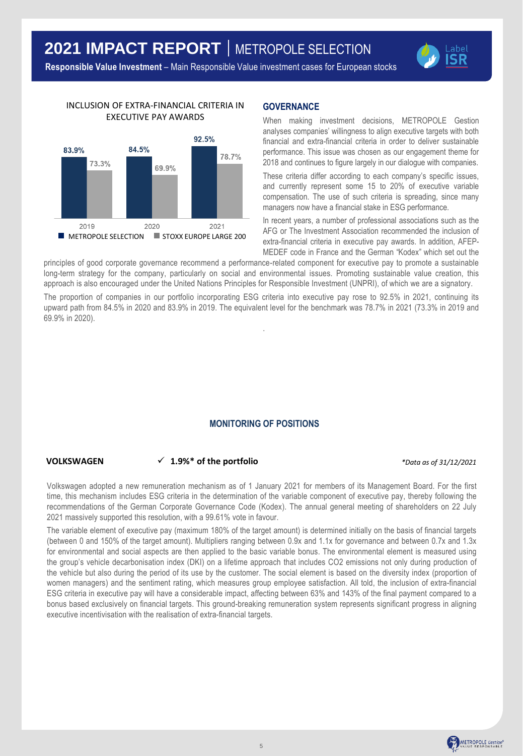# 2021 IMPACT REPORT | METROPOLE SELECTION

**Responsible Value Investment** – Main Responsible Value investment cases for European stocks

INCLUSION OF EXTRA-FINANCIAL CRITERIA IN EXECUTIVE PAY AWARDS

83.9%
73.3%
84.5%
69.9%
92.5%
78.7%

2019
2020
2021

METROPOLE SELECTION
STOXX EUROPE LARGE 200

## GOVERNANCE

When making investment decisions, METROPOLE Gestion analyses companies' willingness to align executive targets with both financial and extra-financial criteria in order to deliver sustainable performance. This issue was chosen as our engagement theme for 2018 and continues to figure largely in our dialogue with companies.

These criteria differ according to each company's specific issues, and currently represent some 15 to 20% of executive variable compensation. The use of such criteria is spreading, since many managers now have a financial stake in ESG performance.

In recent years, a number of professional associations such as the AFG or The Investment Association recommended the inclusion of extra-financial criteria in executive pay awards. In addition, AFEP-MEDEF code in France and the German "Kodex" which set out the principles of good corporate governance recommend a performance-related component for executive pay to promote a sustainable long-term strategy for the company, particularly on social and environmental issues. Promoting sustainable value creation, this approach is also encouraged under the United Nations Principles for Responsible Investment (UNPRI), of which we are a signatory.

The proportion of companies in our portfolio incorporating ESG criteria into executive pay rose to 92.5% in 2021, continuing its upward path from 84.5% in 2020 and 83.9% in 2019. The equivalent level for the benchmark was 78.7% in 2021 (73.3% in 2019 and 69.9% in 2020).

## MONITORING OF POSITIONS

**VOLKSWAGEN** ✓ **1.9%\* of the portfolio** *\*Data as of 31/12/2021*

Volkswagen adopted a new remuneration mechanism as of 1 January 2021 for members of its Management Board. For the first time, this mechanism includes ESG criteria in the determination of the variable component of executive pay, thereby following the recommendations of the German Corporate Governance Code (Kodex). The annual general meeting of shareholders on 22 July 2021 massively supported this resolution, with a 99.61% vote in favour.

The variable element of executive pay (maximum 180% of the target amount) is determined initially on the basis of financial targets (between 0 and 150% of the target amount). Multipliers ranging between 0.9x and 1.1x for governance and between 0.7x and 1.3x for environmental and social aspects are then applied to the basic variable bonus. The environmental element is measured using the group's vehicle decarbonisation index (DKI) on a lifetime approach that includes $CO_2$ emissions not only during production of the vehicle but also during the period of its use by the customer. The social element is based on the diversity index (proportion of women managers) and the sentiment rating, which measures group employee satisfaction. All told, the inclusion of extra-financial ESG criteria in executive pay will have a considerable impact, affecting between 63% and 143% of the final payment compared to a bonus based exclusively on financial targets. This ground-breaking remuneration system represents significant progress in aligning executive incentivisation with the realisation of extra-financial targets.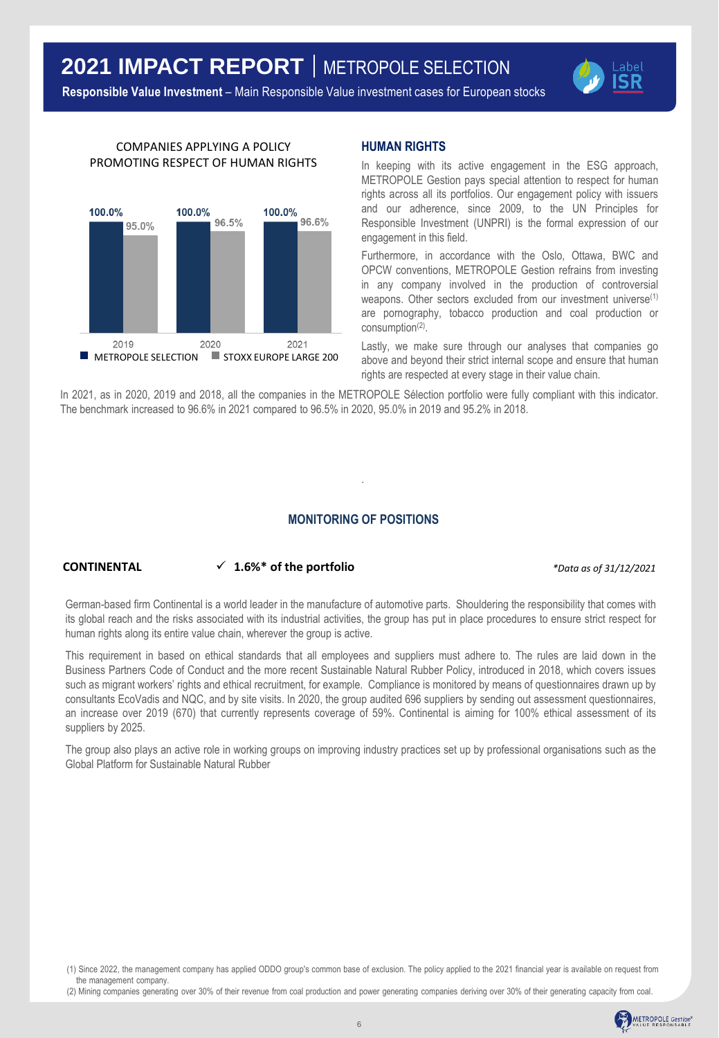# 2021 IMPACT REPORT | METROPOLE SELECTION

**Responsible Value Investment** – Main Responsible Value investment cases for European stocks

COMPANIES APPLYING A POLICY PROMOTING RESPECT OF HUMAN RIGHTS

100.0%
95.0%
100.0%
96.5%
100.0%
96.6%
2019
2020
2021
METROPOLE SELECTION
STOXX EUROPE LARGE 200

## HUMAN RIGHTS

In keeping with its active engagement in the ESG approach, METROPOLE Gestion pays special attention to respect for human rights across all its portfolios. Our engagement policy with issuers and our adherence, since 2009, to the UN Principles for Responsible Investment (UNPRI) is the formal expression of our engagement in this field.

Furthermore, in accordance with the Oslo, Ottawa, BWC and OPCW conventions, METROPOLE Gestion refrains from investing in any company involved in the production of controversial weapons. Other sectors excluded from our investment universe(1) are pornography, tobacco production and coal production or consumption(2).

Lastly, we make sure through our analyses that companies go above and beyond their strict internal scope and ensure that human rights are respected at every stage in their value chain.

In 2021, as in 2020, 2019 and 2018, all the companies in the METROPOLE Sélection portfolio were fully compliant with this indicator. The benchmark increased to 96.6% in 2021 compared to 96.5% in 2020, 95.0% in 2019 and 95.2% in 2018.

## MONITORING OF POSITIONS

**CONTINENTAL** ✓ **1.6%\* of the portfolio** *\*Data as of 31/12/2021*

German-based firm Continental is a world leader in the manufacture of automotive parts. Shouldering the responsibility that comes with its global reach and the risks associated with its industrial activities, the group has put in place procedures to ensure strict respect for human rights along its entire value chain, wherever the group is active.

This requirement in based on ethical standards that all employees and suppliers must adhere to. The rules are laid down in the Business Partners Code of Conduct and the more recent Sustainable Natural Rubber Policy, introduced in 2018, which covers issues such as migrant workers' rights and ethical recruitment, for example. Compliance is monitored by means of questionnaires drawn up by consultants EcoVadis and NQC, and by site visits. In 2020, the group audited 696 suppliers by sending out assessment questionnaires, an increase over 2019 (670) that currently represents coverage of 59%. Continental is aiming for 100% ethical assessment of its suppliers by 2025.

The group also plays an active role in working groups on improving industry practices set up by professional organisations such as the Global Platform for Sustainable Natural Rubber

(1) Since 2022, the management company has applied ODDO group's common base of exclusion. The policy applied to the 2021 financial year is available on request from the management company.

(2) Mining companies generating over 30% of their revenue from coal production and power generating companies deriving over 30% of their generating capacity from coal.